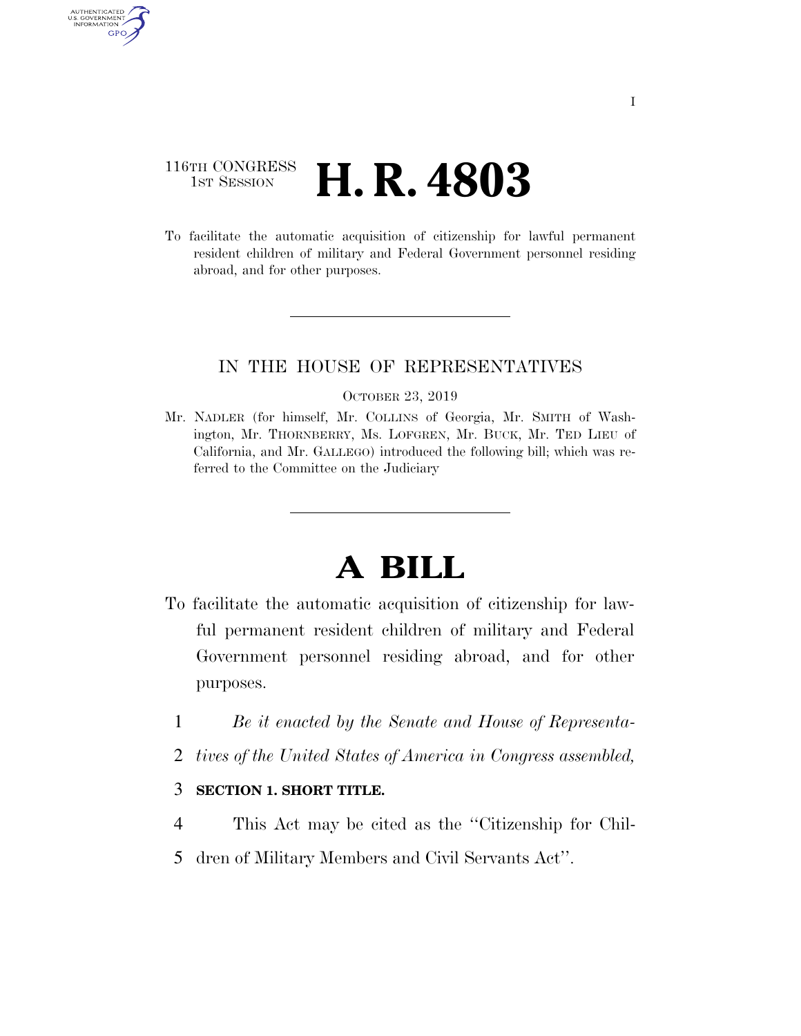116TH CONGRESS
1ST SESSION

# H. R. 4803

To facilitate the automatic acquisition of citizenship for lawful permanent resident children of military and Federal Government personnel residing abroad, and for other purposes.

IN THE HOUSE OF REPRESENTATIVES

OCTOBER 23, 2019

Mr. NADLER (for himself, Mr. COLLINS of Georgia, Mr. SMITH of Washington, Mr. THORNBERRY, Ms. LOFGREN, Mr. BUCK, Mr. TED LIEU of California, and Mr. GALLEGO) introduced the following bill; which was referred to the Committee on the Judiciary

# A BILL

To facilitate the automatic acquisition of citizenship for lawful permanent resident children of military and Federal Government personnel residing abroad, and for other purposes.

*Be it enacted by the Senate and House of Representatives of the United States of America in Congress assembled,*

**SECTION 1. SHORT TITLE.**

This Act may be cited as the ''Citizenship for Children of Military Members and Civil Servants Act''.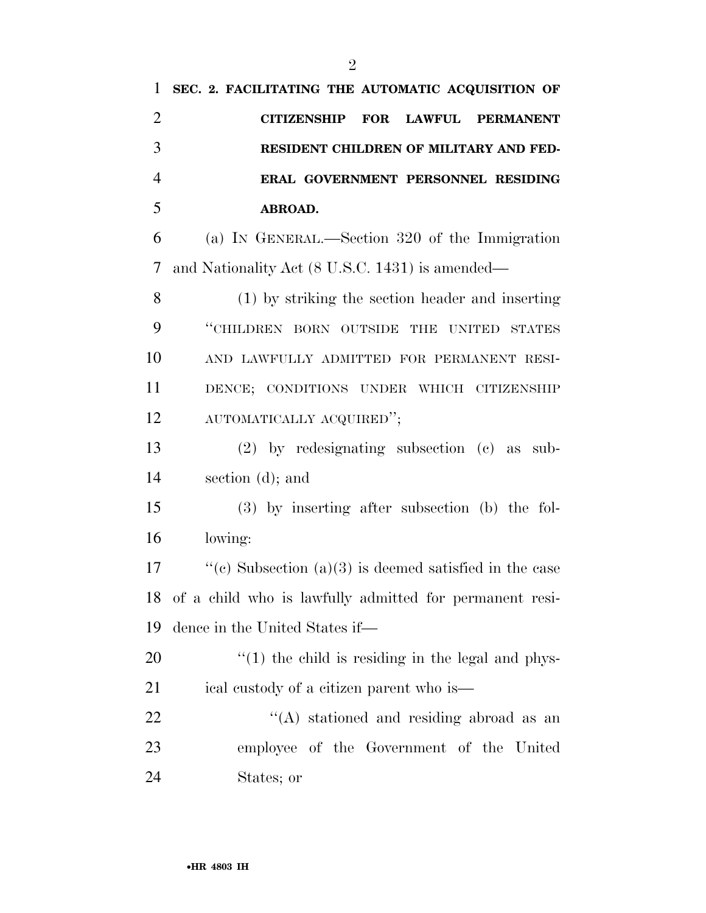**SEC. 2. FACILITATING THE AUTOMATIC ACQUISITION OF CITIZENSHIP FOR LAWFUL PERMANENT RESIDENT CHILDREN OF MILITARY AND FEDERAL GOVERNMENT PERSONNEL RESIDING ABROAD.**

(a) IN GENERAL.—Section 320 of the Immigration and Nationality Act (8 U.S.C. 1431) is amended—

(1) by striking the section header and inserting "CHILDREN BORN OUTSIDE THE UNITED STATES AND LAWFULLY ADMITTED FOR PERMANENT RESIDENCE; CONDITIONS UNDER WHICH CITIZENSHIP AUTOMATICALLY ACQUIRED";

(2) by redesignating subsection (c) as subsection (d); and

(3) by inserting after subsection (b) the following:

"(c) Subsection (a)(3) is deemed satisfied in the case of a child who is lawfully admitted for permanent residence in the United States if—

"(1) the child is residing in the legal and physical custody of a citizen parent who is—

"(A) stationed and residing abroad as an employee of the Government of the United States; or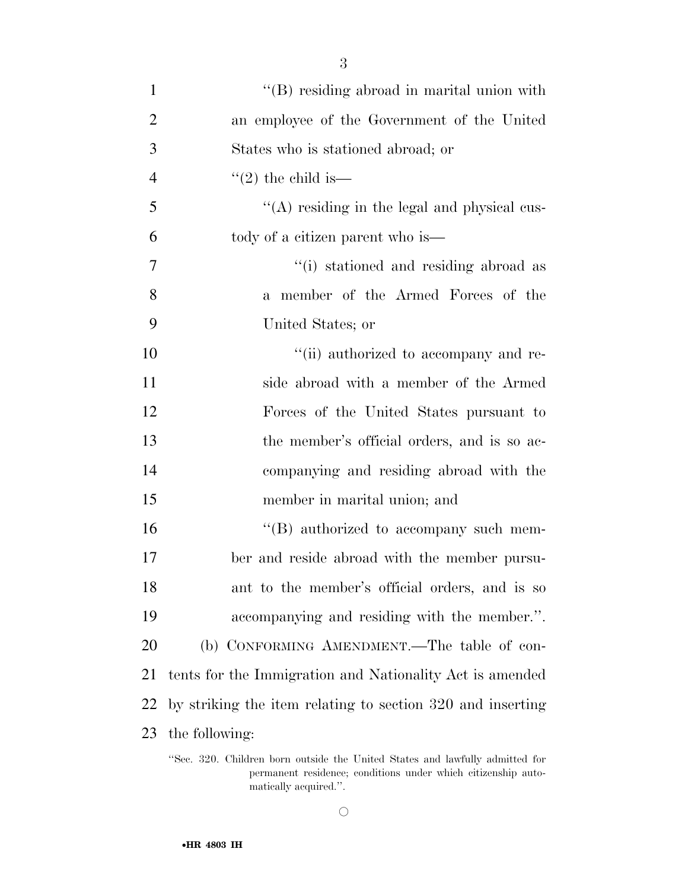''(B) residing abroad in marital union with an employee of the Government of the United States who is stationed abroad; or

''(2) the child is—

''(A) residing in the legal and physical custody of a citizen parent who is—

''(i) stationed and residing abroad as a member of the Armed Forces of the United States; or

''(ii) authorized to accompany and reside abroad with a member of the Armed Forces of the United States pursuant to the member's official orders, and is so accompanying and residing abroad with the member in marital union; and

''(B) authorized to accompany such member and reside abroad with the member pursuant to the member's official orders, and is so accompanying and residing with the member.''.

(b) CONFORMING AMENDMENT.—The table of contents for the Immigration and Nationality Act is amended by striking the item relating to section 320 and inserting the following:

''Sec. 320. Children born outside the United States and lawfully admitted for permanent residence; conditions under which citizenship automatically acquired.''.